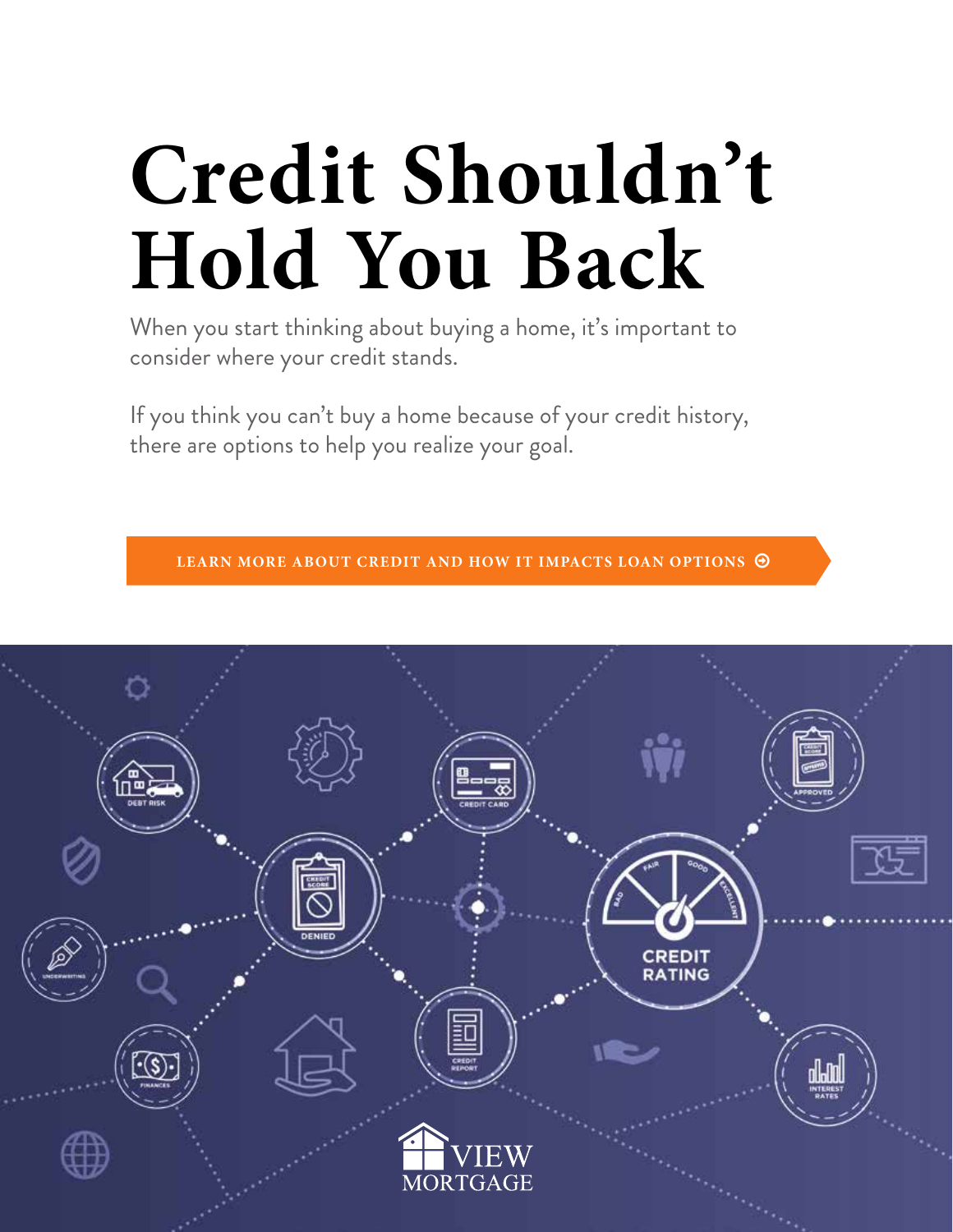# Credit Shouldn't Hold You Back

When you start thinking about buying a home, it's important to consider where your credit stands.

If you think you can't buy a home because of your credit history, there are options to help you realize your goal.

**LEARN MORE ABOUT CREDIT AND HOW IT IMPACTS LOAN OPTIONS**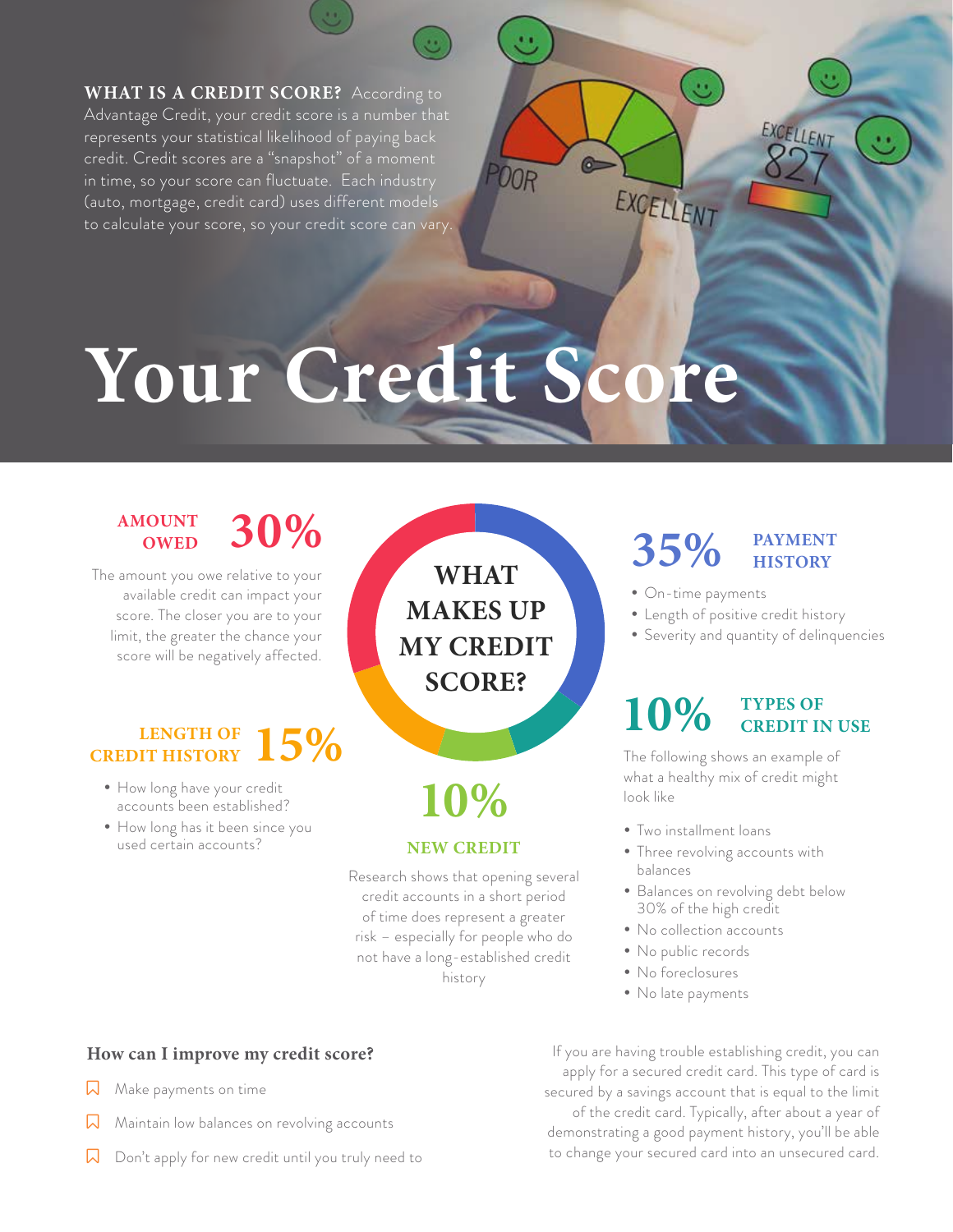**WHAT IS A CREDIT SCORE?** According to Advantage Credit, your credit score is a number that represents your statistical likelihood of paying back credit. Credit scores are a "snapshot" of a moment in time, so your score can fluctuate. Each industry (auto, mortgage, credit card) uses different models to calculate your score, so your credit score can vary.

# Your Credit Score

## WHAT MAKES UP MY CREDIT SCORE?

### AMOUNT OWED 30%

The amount you owe relative to your available credit can impact your score. The closer you are to your limit, the greater the chance your score will be negatively affected.

### LENGTH OF CREDIT HISTORY 15%

- How long have your credit accounts been established?
- How long has it been since you used certain accounts?

### 10% NEW CREDIT

Research shows that opening several credit accounts in a short period of time does represent a greater risk – especially for people who do not have a long-established credit history

### 35% PAYMENT HISTORY

- On-time payments
- Length of positive credit history
- Severity and quantity of delinquencies

### 10% TYPES OF CREDIT IN USE

The following shows an example of what a healthy mix of credit might look like

- Two installment loans
- Three revolving accounts with balances
- Balances on revolving debt below 30% of the high credit
- No collection accounts
- No public records
- No foreclosures
- No late payments

### How can I improve my credit score?

- Make payments on time
- Maintain low balances on revolving accounts
- Don't apply for new credit until you truly need to

If you are having trouble establishing credit, you can apply for a secured credit card. This type of card is secured by a savings account that is equal to the limit of the credit card. Typically, after about a year of demonstrating a good payment history, you'll be able to change your secured card into an unsecured card.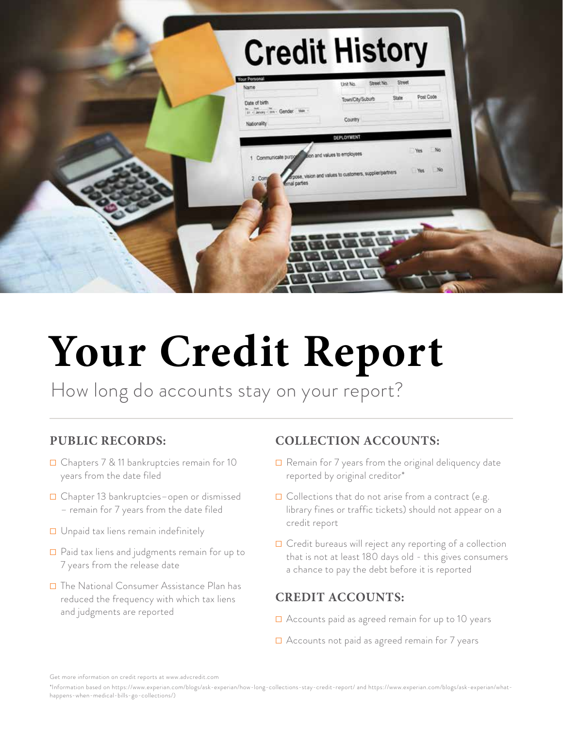# Your Credit Report

How long do accounts stay on your report?

## PUBLIC RECORDS:

- Chapters 7 & 11 bankruptcies remain for 10 years from the date filed
- Chapter 13 bankruptcies – open or dismissed – remain for 7 years from the date filed
- Unpaid tax liens remain indefinitely
- Paid tax liens and judgments remain for up to 7 years from the release date
- The National Consumer Assistance Plan has reduced the frequency with which tax liens and judgments are reported

## COLLECTION ACCOUNTS:

- Remain for 7 years from the original deliquency date reported by original creditor*
- Collections that do not arise from a contract (e.g. library fines or traffic tickets) should not appear on a credit report
- Credit bureaus will reject any reporting of a collection that is not at least 180 days old - this gives consumers a chance to pay the debt before it is reported

## CREDIT ACCOUNTS:

- Accounts paid as agreed remain for up to 10 years
- Accounts not paid as agreed remain for 7 years

Get more information on credit reports at www.advcredit.com

*Information based on https://www.experian.com/blogs/ask-experian/how-long-collections-stay-credit-report/ and https://www.experian.com/blogs/ask-experian/what-happens-when-medical-bills-go-collections/)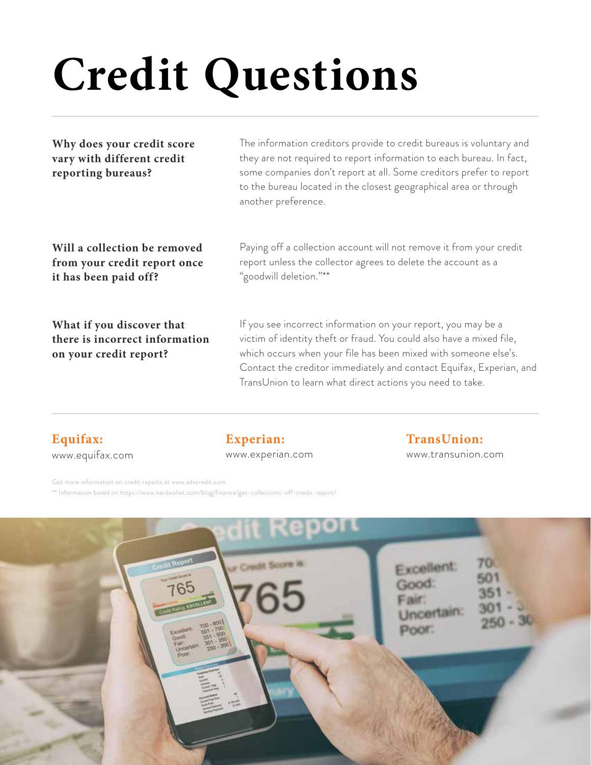# Credit Questions

**Why does your credit score vary with different credit reporting bureaus?**

The information creditors provide to credit bureaus is voluntary and they are not required to report information to each bureau. In fact, some companies don't report at all. Some creditors prefer to report to the bureau located in the closest geographical area or through another preference.

**Will a collection be removed from your credit report once it has been paid off?**

Paying off a collection account will not remove it from your credit report unless the collector agrees to delete the account as a "goodwill deletion."**

**What if you discover that there is incorrect information on your credit report?**

If you see incorrect information on your report, you may be a victim of identity theft or fraud. You could also have a mixed file, which occurs when your file has been mixed with someone else's. Contact the creditor immediately and contact Equifax, Experian, and TransUnion to learn what direct actions you need to take.

**Equifax:**
www.equifax.com

**Experian:**
www.experian.com

**TransUnion:**
www.transunion.com

Get more information on credit reports at www.advcredit.com

** Information based on https://www.nerdwallet.com/blog/finance/get-collections-off-credit-report/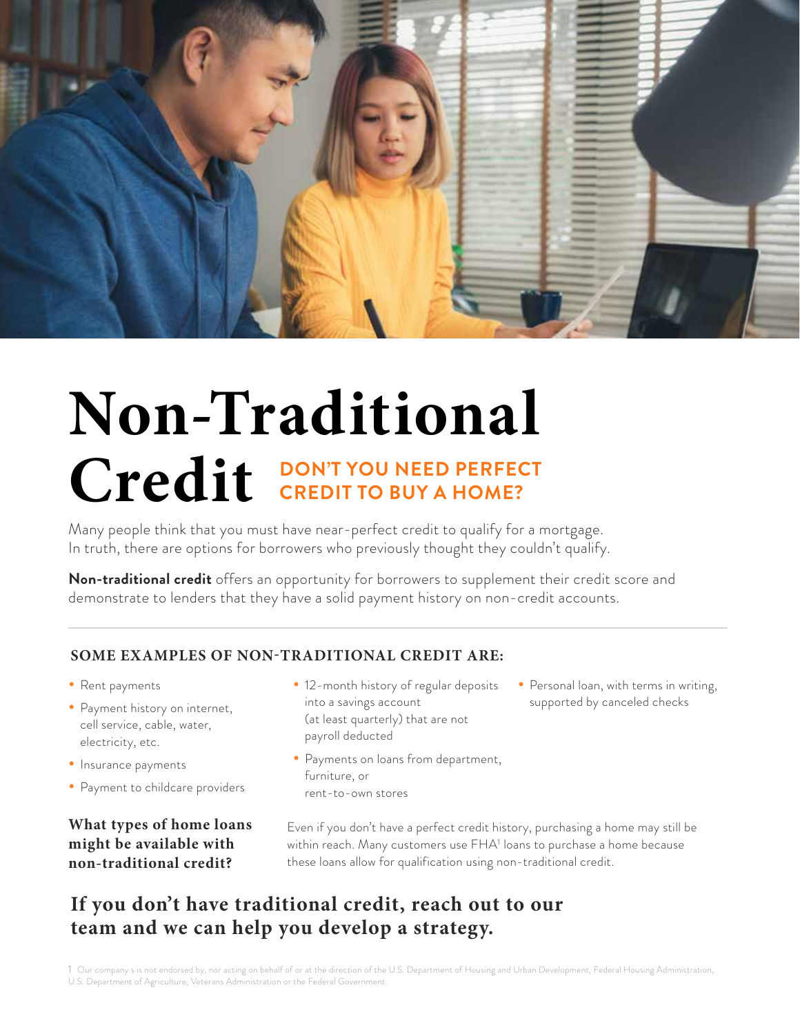# Non-Traditional Credit

## DON'T YOU NEED PERFECT CREDIT TO BUY A HOME?

Many people think that you must have near-perfect credit to qualify for a mortgage. In truth, there are options for borrowers who previously thought they couldn't qualify.

**Non-traditional credit** offers an opportunity for borrowers to supplement their credit score and demonstrate to lenders that they have a solid payment history on non-credit accounts.

### SOME EXAMPLES OF NON-TRADITIONAL CREDIT ARE:

- Rent payments
- Payment history on internet, cell service, cable, water, electricity, etc.
- Insurance payments
- Payment to childcare providers
- 12-month history of regular deposits into a savings account (at least quarterly) that are not payroll deducted
- Payments on loans from department, furniture, or rent-to-own stores
- Personal loan, with terms in writing, supported by canceled checks

### What types of home loans might be available with non-traditional credit?

Even if you don't have a perfect credit history, purchasing a home may still be within reach. Many customers use FHA[1] loans to purchase a home because these loans allow for qualification using non-traditional credit.

## If you don't have traditional credit, reach out to our team and we can help you develop a strategy.

1 Our company s is not endorsed by, nor acting on behalf of or at the direction of the U.S. Department of Housing and Urban Development, Federal Housing Administration, U.S. Department of Agriculture, Veterans Administration or the Federal Government.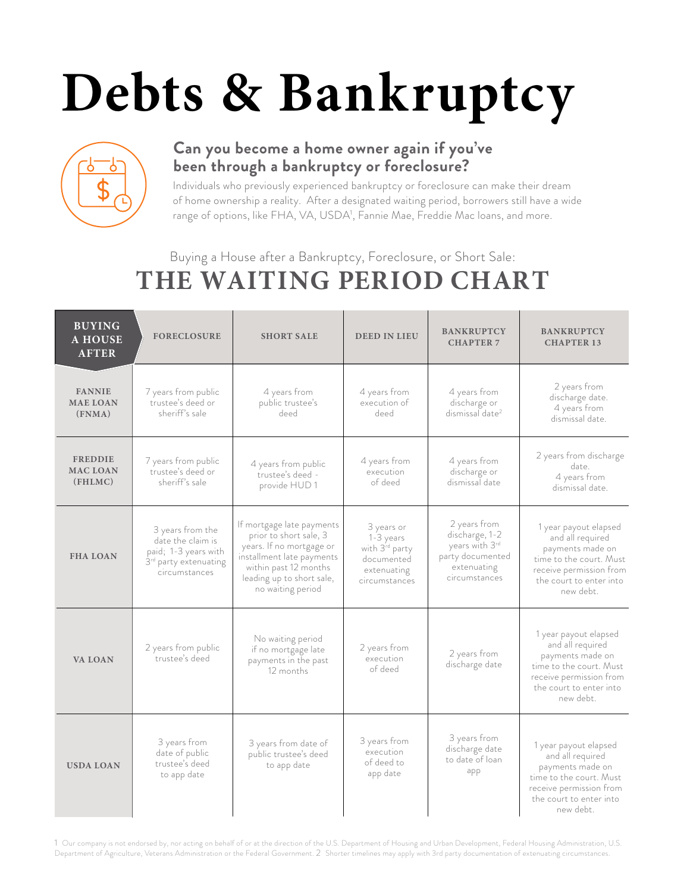# Debts & Bankruptcy

## Can you become a home owner again if you've been through a bankruptcy or foreclosure?

Individuals who previously experienced bankruptcy or foreclosure can make their dream of home ownership a reality. After a designated waiting period, borrowers still have a wide range of options, like FHA, VA, USDA[1], Fannie Mae, Freddie Mac loans, and more.

Buying a House after a Bankruptcy, Foreclosure, or Short Sale:

## THE WAITING PERIOD CHART

| BUYING A HOUSE AFTER | FORECLOSURE | SHORT SALE | DEED IN LIEU | BANKRUPTCY CHAPTER 7 | BANKRUPTCY CHAPTER 13 |
|---|---|---|---|---|---|
| **FANNIE MAE LOAN (FNMA)** | 7 years from public trustee's deed or sheriff's sale | 4 years from public trustee's deed | 4 years from execution of deed | 4 years from discharge or dismissal date[2] | 2 years from discharge date. 4 years from dismissal date. |
| **FREDDIE MAC LOAN (FHLMC)** | 7 years from public trustee's deed or sheriff's sale | 4 years from public trustee's deed - provide HUD 1 | 4 years from execution of deed | 4 years from discharge or dismissal date | 2 years from discharge date. 4 years from dismissal date. |
| **FHA LOAN** | 3 years from the date the claim is paid; 1-3 years with 3rd party extenuating circumstances | If mortgage late payments prior to short sale, 3 years. If no mortgage or installment late payments within past 12 months leading up to short sale, no waiting period | 3 years or 1-3 years with 3rd party documented extenuating circumstances | 2 years from discharge, 1-2 years with 3rd party documented extenuating circumstances | 1 year payout elapsed and all required payments made on time to the court. Must receive permission from the court to enter into new debt. |
| **VA LOAN** | 2 years from public trustee's deed | No waiting period if no mortgage late payments in the past 12 months | 2 years from execution of deed | 2 years from discharge date | 1 year payout elapsed and all required payments made on time to the court. Must receive permission from the court to enter into new debt. |
| **USDA LOAN** | 3 years from date of public trustee's deed to app date | 3 years from date of public trustee's deed to app date | 3 years from execution of deed to app date | 3 years from discharge date to date of loan app | 1 year payout elapsed and all required payments made on time to the court. Must receive permission from the court to enter into new debt. |

1 Our company is not endorsed by, nor acting on behalf of or at the direction of the U.S. Department of Housing and Urban Development, Federal Housing Administration, U.S. Department of Agriculture, Veterans Administration or the Federal Government. 2 Shorter timelines may apply with 3rd party documentation of extenuating circumstances.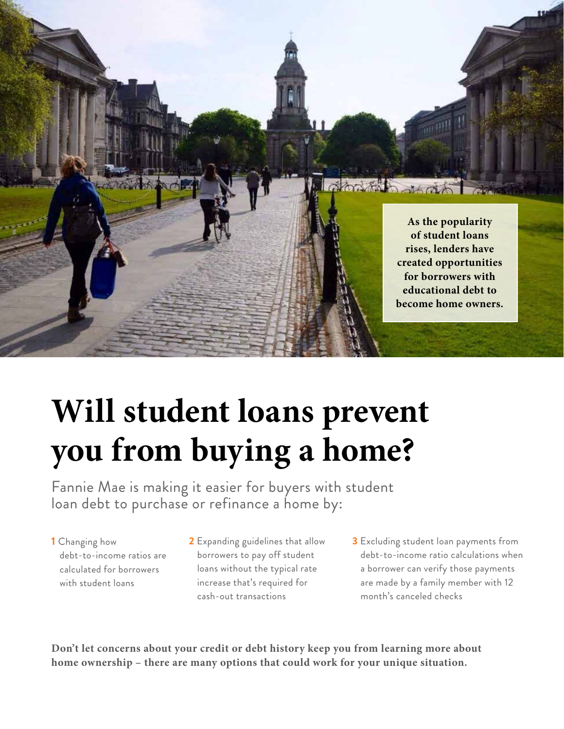As the popularity of student loans rises, lenders have created opportunities for borrowers with educational debt to become home owners.

# Will student loans prevent you from buying a home?

Fannie Mae is making it easier for buyers with student loan debt to purchase or refinance a home by:

1. Changing how debt-to-income ratios are calculated for borrowers with student loans
2. Expanding guidelines that allow borrowers to pay off student loans without the typical rate increase that's required for cash-out transactions
3. Excluding student loan payments from debt-to-income ratio calculations when a borrower can verify those payments are made by a family member with 12 month's canceled checks

**Don't let concerns about your credit or debt history keep you from learning more about home ownership – there are many options that could work for your unique situation.**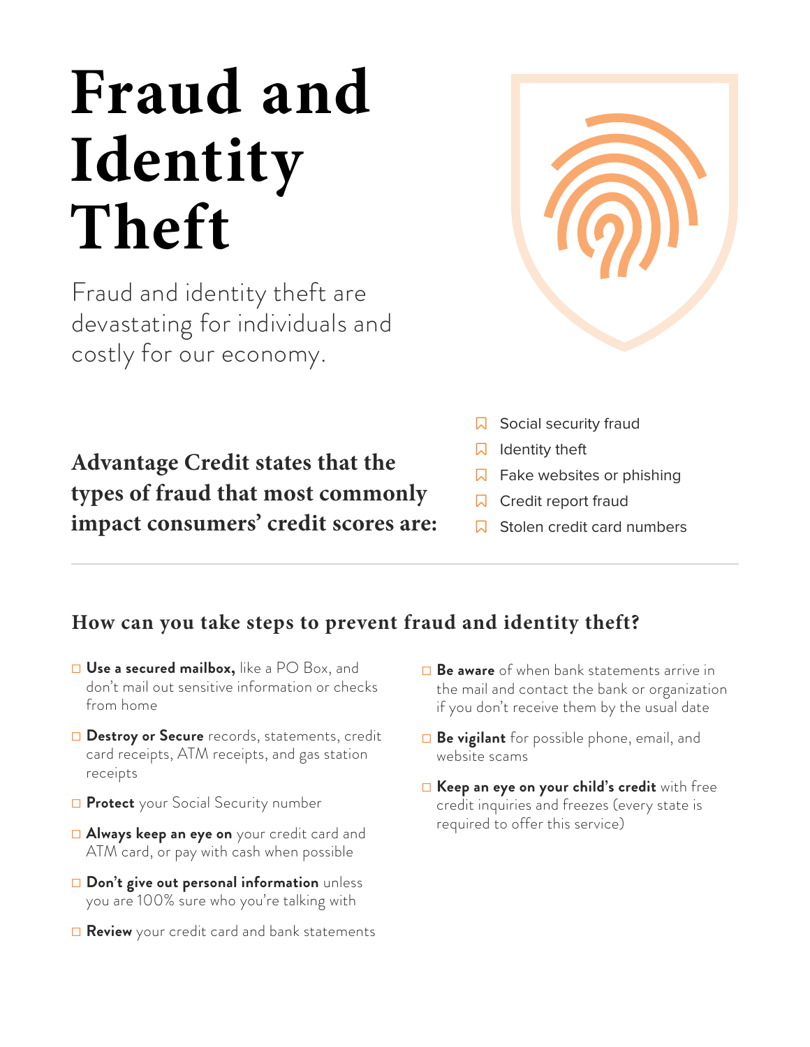# Fraud and Identity Theft

Fraud and identity theft are devastating for individuals and costly for our economy.

**Advantage Credit states that the types of fraud that most commonly impact consumers' credit scores are:**

- Social security fraud
- Identity theft
- Fake websites or phishing
- Credit report fraud
- Stolen credit card numbers

## How can you take steps to prevent fraud and identity theft?

- **Use a secured mailbox,** like a PO Box, and don't mail out sensitive information or checks from home
- **Destroy or Secure** records, statements, credit card receipts, ATM receipts, and gas station receipts
- **Protect** your Social Security number
- **Always keep an eye on** your credit card and ATM card, or pay with cash when possible
- **Don't give out personal information** unless you are 100% sure who you're talking with
- **Review** your credit card and bank statements
- **Be aware** of when bank statements arrive in the mail and contact the bank or organization if you don't receive them by the usual date
- **Be vigilant** for possible phone, email, and website scams
- **Keep an eye on your child's credit** with free credit inquiries and freezes (every state is required to offer this service)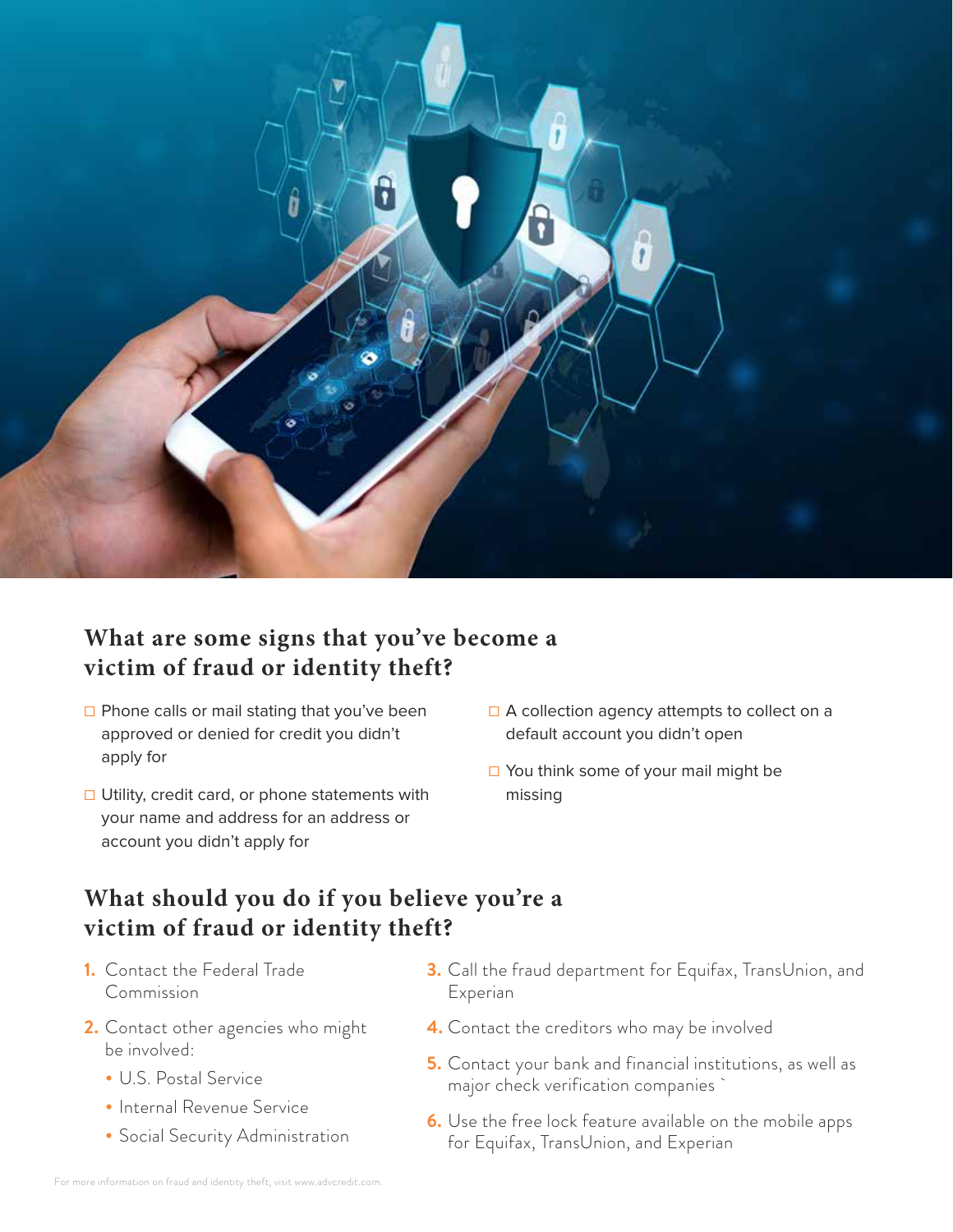## What are some signs that you've become a victim of fraud or identity theft?

- ☐ Phone calls or mail stating that you've been approved or denied for credit you didn't apply for
- ☐ Utility, credit card, or phone statements with your name and address for an address or account you didn't apply for
- ☐ A collection agency attempts to collect on a default account you didn't open
- ☐ You think some of your mail might be missing

## What should you do if you believe you're a victim of fraud or identity theft?

1. Contact the Federal Trade Commission
2. Contact other agencies who might be involved:
   - U.S. Postal Service
   - Internal Revenue Service
   - Social Security Administration
3. Call the fraud department for Equifax, TransUnion, and Experian
4. Contact the creditors who may be involved
5. Contact your bank and financial institutions, as well as major check verification companies `
6. Use the free lock feature available on the mobile apps for Equifax, TransUnion, and Experian

For more information on fraud and identity theft, visit www.advcredit.com.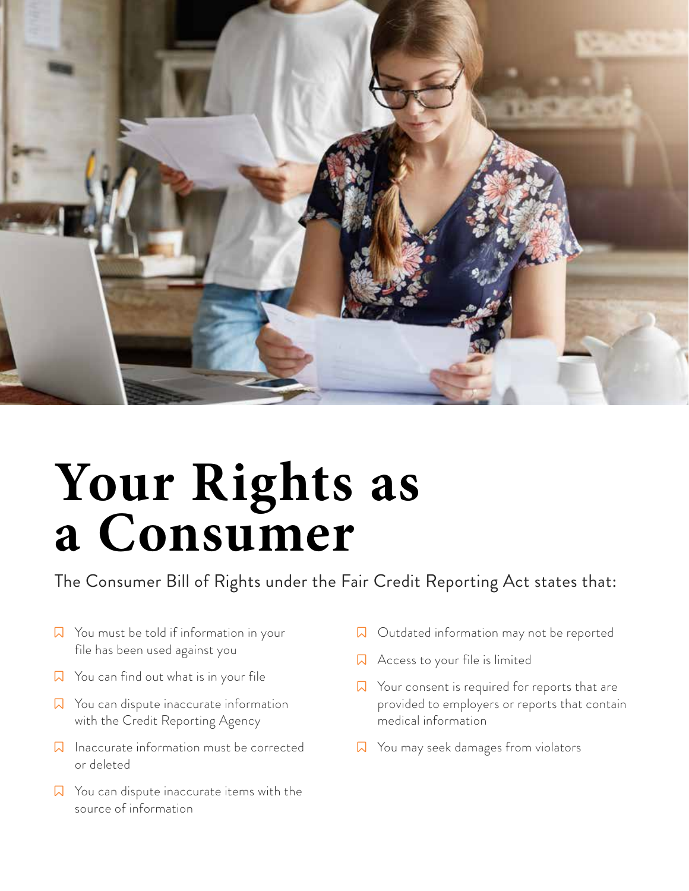# Your Rights as a Consumer

The Consumer Bill of Rights under the Fair Credit Reporting Act states that:

- You must be told if information in your file has been used against you
- You can find out what is in your file
- You can dispute inaccurate information with the Credit Reporting Agency
- Inaccurate information must be corrected or deleted
- You can dispute inaccurate items with the source of information
- Outdated information may not be reported
- Access to your file is limited
- Your consent is required for reports that are provided to employers or reports that contain medical information
- You may seek damages from violators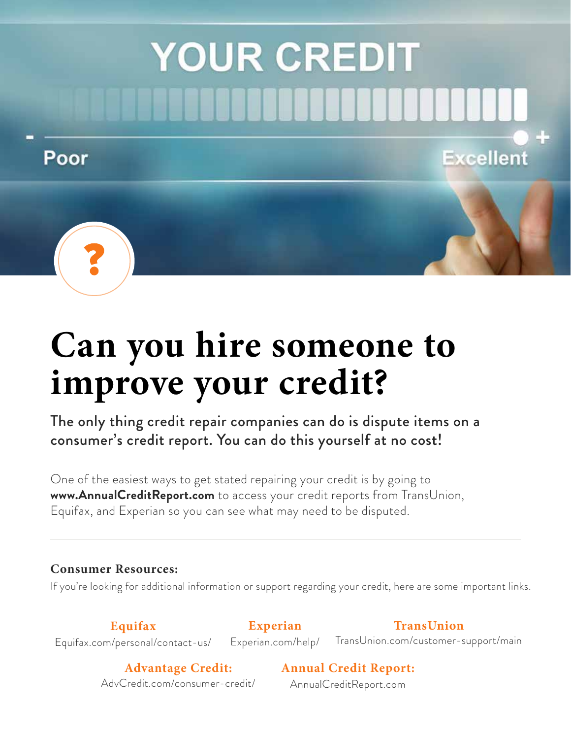# YOUR CREDIT

Poor — Excellent

# Can you hire someone to improve your credit?

The only thing credit repair companies can do is dispute items on a consumer's credit report. You can do this yourself at no cost!

One of the easiest ways to get stated repairing your credit is by going to **www.AnnualCreditReport.com** to access your credit reports from TransUnion, Equifax, and Experian so you can see what may need to be disputed.

---

**Consumer Resources:**

If you're looking for additional information or support regarding your credit, here are some important links.

**Equifax**
Equifax.com/personal/contact-us/

**Experian**
Experian.com/help/

**TransUnion**
TransUnion.com/customer-support/main

**Advantage Credit:**
AdvCredit.com/consumer-credit/

**Annual Credit Report:**
AnnualCreditReport.com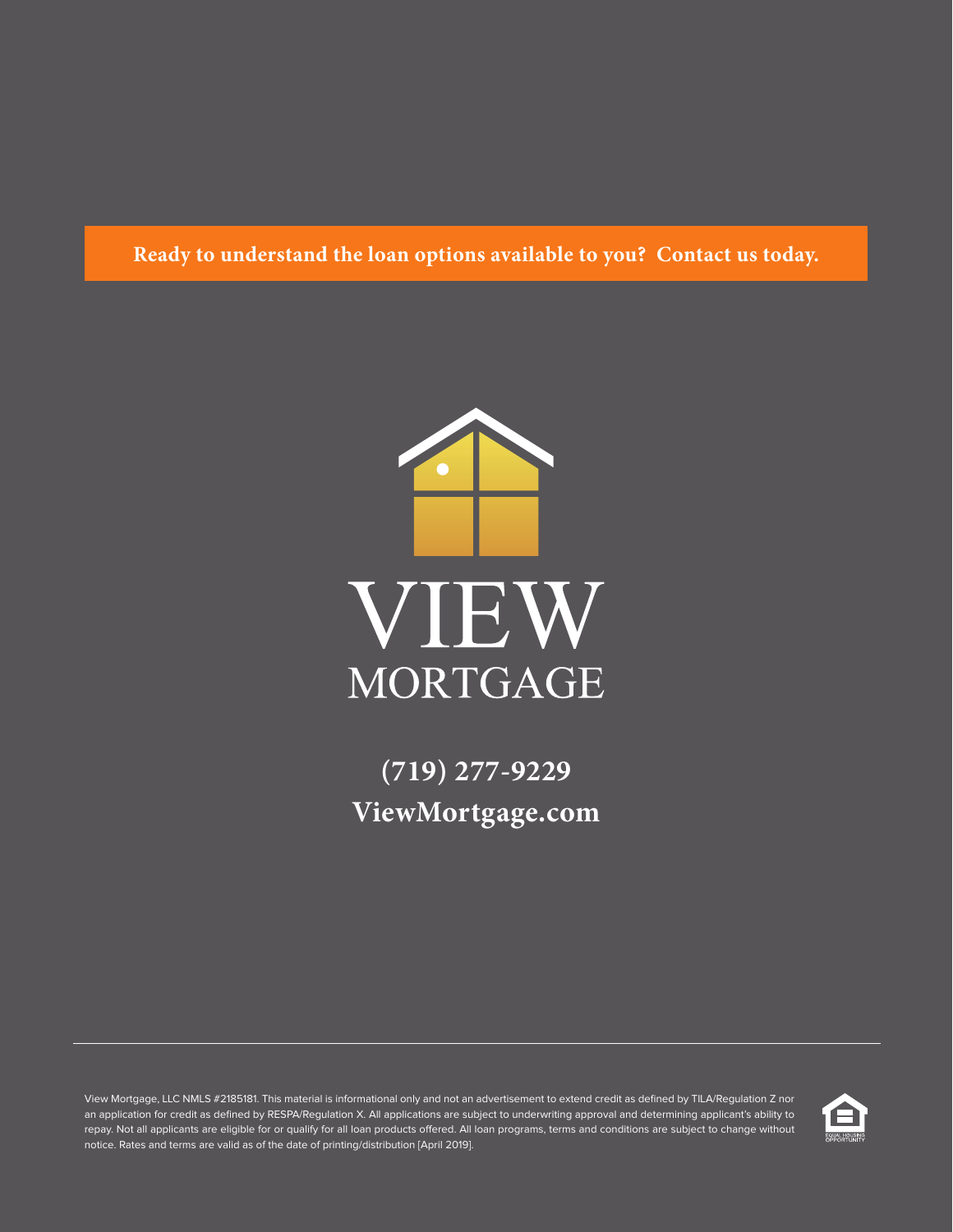**Ready to understand the loan options available to you? Contact us today.**

VIEW
MORTGAGE

**(719) 277-9229**

**ViewMortgage.com**

View Mortgage, LLC NMLS #2185181. This material is informational only and not an advertisement to extend credit as defined by TILA/Regulation Z nor an application for credit as defined by RESPA/Regulation X. All applications are subject to underwriting approval and determining applicant's ability to repay. Not all applicants are eligible for or qualify for all loan products offered. All loan programs, terms and conditions are subject to change without notice. Rates and terms are valid as of the date of printing/distribution [April 2019].

EQUAL HOUSING OPPORTUNITY